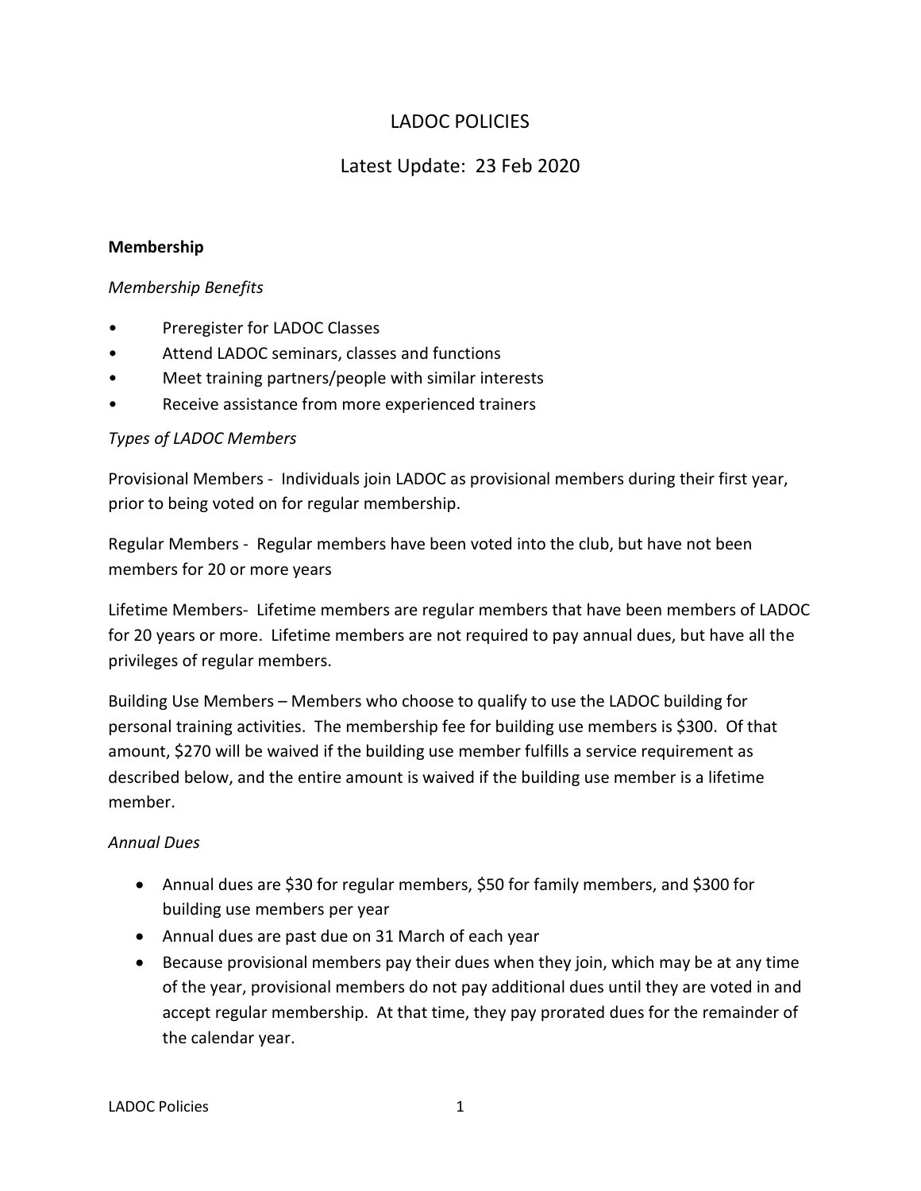# LADOC POLICIES

## Latest Update: 23 Feb 2020

### Membership

*Membership Benefits*

- Preregister for LADOC Classes
- Attend LADOC seminars, classes and functions
- Meet training partners/people with similar interests
- Receive assistance from more experienced trainers

*Types of LADOC Members*

Provisional Members - Individuals join LADOC as provisional members during their first year, prior to being voted on for regular membership.

Regular Members - Regular members have been voted into the club, but have not been members for 20 or more years

Lifetime Members- Lifetime members are regular members that have been members of LADOC for 20 years or more. Lifetime members are not required to pay annual dues, but have all the privileges of regular members.

Building Use Members – Members who choose to qualify to use the LADOC building for personal training activities. The membership fee for building use members is $300. Of that amount, $270 will be waived if the building use member fulfills a service requirement as described below, and the entire amount is waived if the building use member is a lifetime member.

*Annual Dues*

- Annual dues are $30 for regular members, $50 for family members, and $300 for building use members per year
- Annual dues are past due on 31 March of each year
- Because provisional members pay their dues when they join, which may be at any time of the year, provisional members do not pay additional dues until they are voted in and accept regular membership. At that time, they pay prorated dues for the remainder of the calendar year.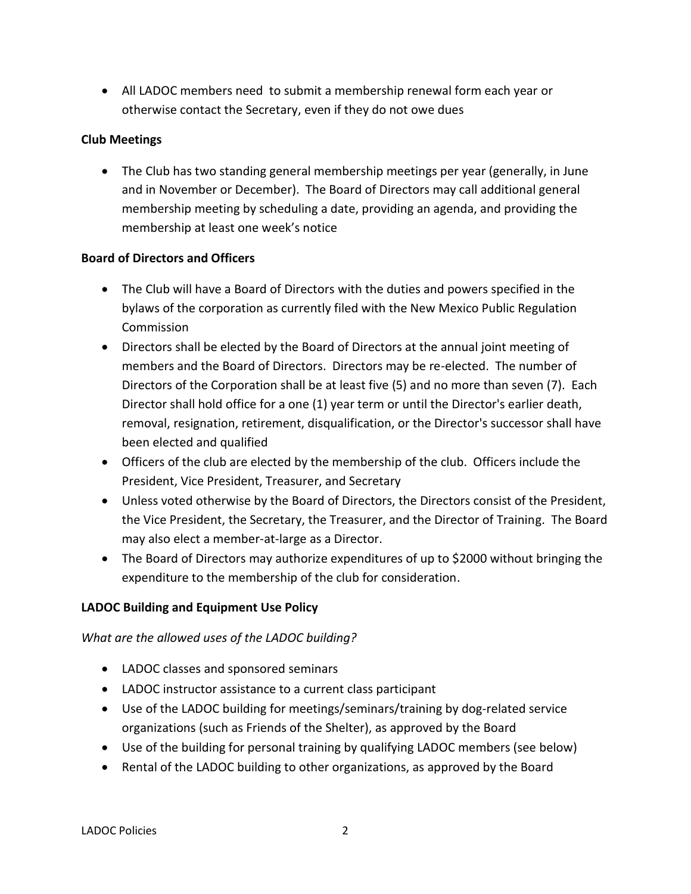- All LADOC members need  to submit a membership renewal form each year or otherwise contact the Secretary, even if they do not owe dues

**Club Meetings**

- The Club has two standing general membership meetings per year (generally, in June and in November or December).  The Board of Directors may call additional general membership meeting by scheduling a date, providing an agenda, and providing the membership at least one week's notice

**Board of Directors and Officers**

- The Club will have a Board of Directors with the duties and powers specified in the bylaws of the corporation as currently filed with the New Mexico Public Regulation Commission
- Directors shall be elected by the Board of Directors at the annual joint meeting of members and the Board of Directors.  Directors may be re-elected.  The number of Directors of the Corporation shall be at least five (5) and no more than seven (7).  Each Director shall hold office for a one (1) year term or until the Director's earlier death, removal, resignation, retirement, disqualification, or the Director's successor shall have been elected and qualified
- Officers of the club are elected by the membership of the club.  Officers include the President, Vice President, Treasurer, and Secretary
- Unless voted otherwise by the Board of Directors, the Directors consist of the President, the Vice President, the Secretary, the Treasurer, and the Director of Training.  The Board may also elect a member-at-large as a Director.
- The Board of Directors may authorize expenditures of up to $2000 without bringing the expenditure to the membership of the club for consideration.

**LADOC Building and Equipment Use Policy**

*What are the allowed uses of the LADOC building?*

- LADOC classes and sponsored seminars
- LADOC instructor assistance to a current class participant
- Use of the LADOC building for meetings/seminars/training by dog-related service organizations (such as Friends of the Shelter), as approved by the Board
- Use of the building for personal training by qualifying LADOC members (see below)
- Rental of the LADOC building to other organizations, as approved by the Board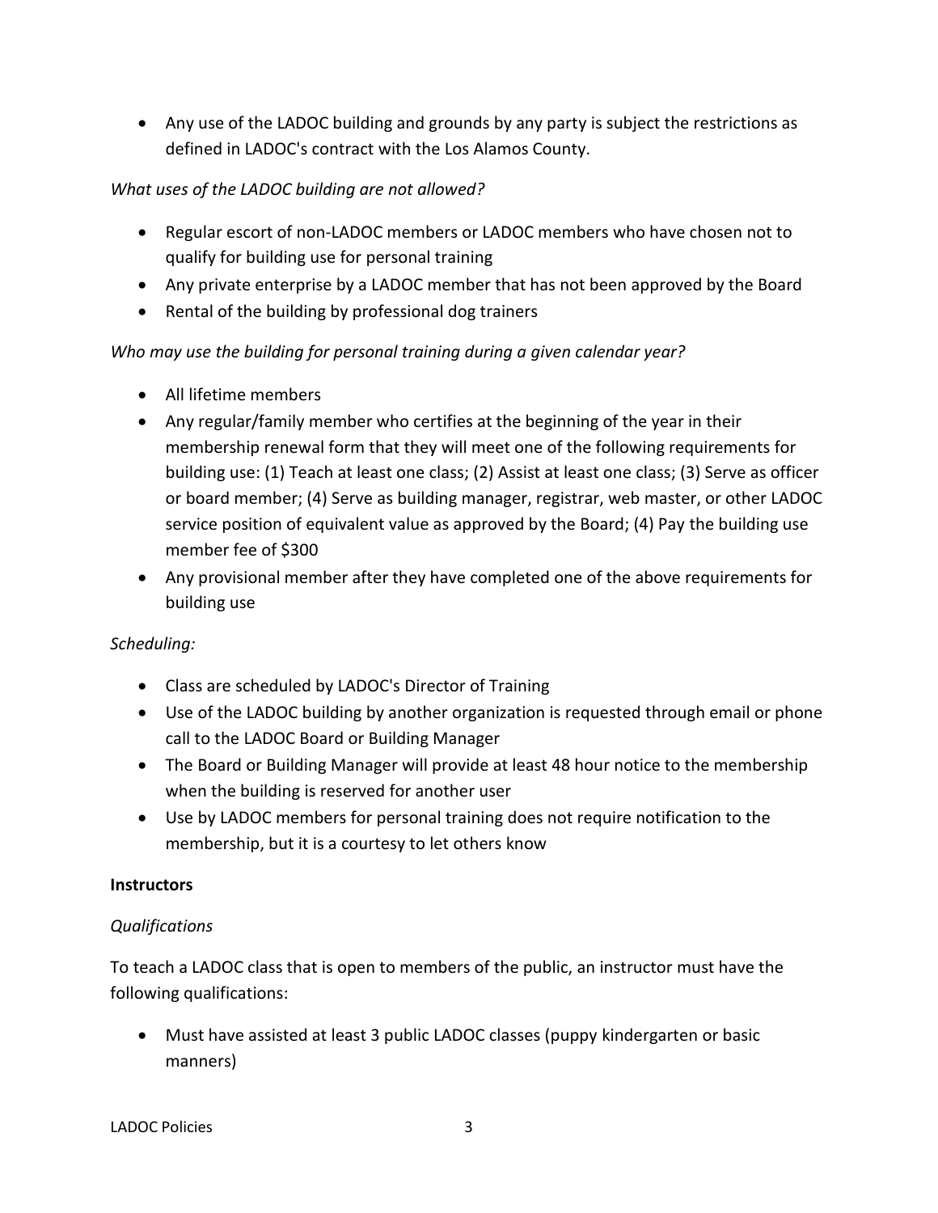- Any use of the LADOC building and grounds by any party is subject the restrictions as defined in LADOC's contract with the Los Alamos County.

*What uses of the LADOC building are not allowed?*

- Regular escort of non-LADOC members or LADOC members who have chosen not to qualify for building use for personal training
- Any private enterprise by a LADOC member that has not been approved by the Board
- Rental of the building by professional dog trainers

*Who may use the building for personal training during a given calendar year?*

- All lifetime members
- Any regular/family member who certifies at the beginning of the year in their membership renewal form that they will meet one of the following requirements for building use: (1) Teach at least one class; (2) Assist at least one class; (3) Serve as officer or board member; (4) Serve as building manager, registrar, web master, or other LADOC service position of equivalent value as approved by the Board; (4) Pay the building use member fee of $300
- Any provisional member after they have completed one of the above requirements for building use

*Scheduling:*

- Class are scheduled by LADOC's Director of Training
- Use of the LADOC building by another organization is requested through email or phone call to the LADOC Board or Building Manager
- The Board or Building Manager will provide at least 48 hour notice to the membership when the building is reserved for another user
- Use by LADOC members for personal training does not require notification to the membership, but it is a courtesy to let others know

**Instructors**

*Qualifications*

To teach a LADOC class that is open to members of the public, an instructor must have the following qualifications:

- Must have assisted at least 3 public LADOC classes (puppy kindergarten or basic manners)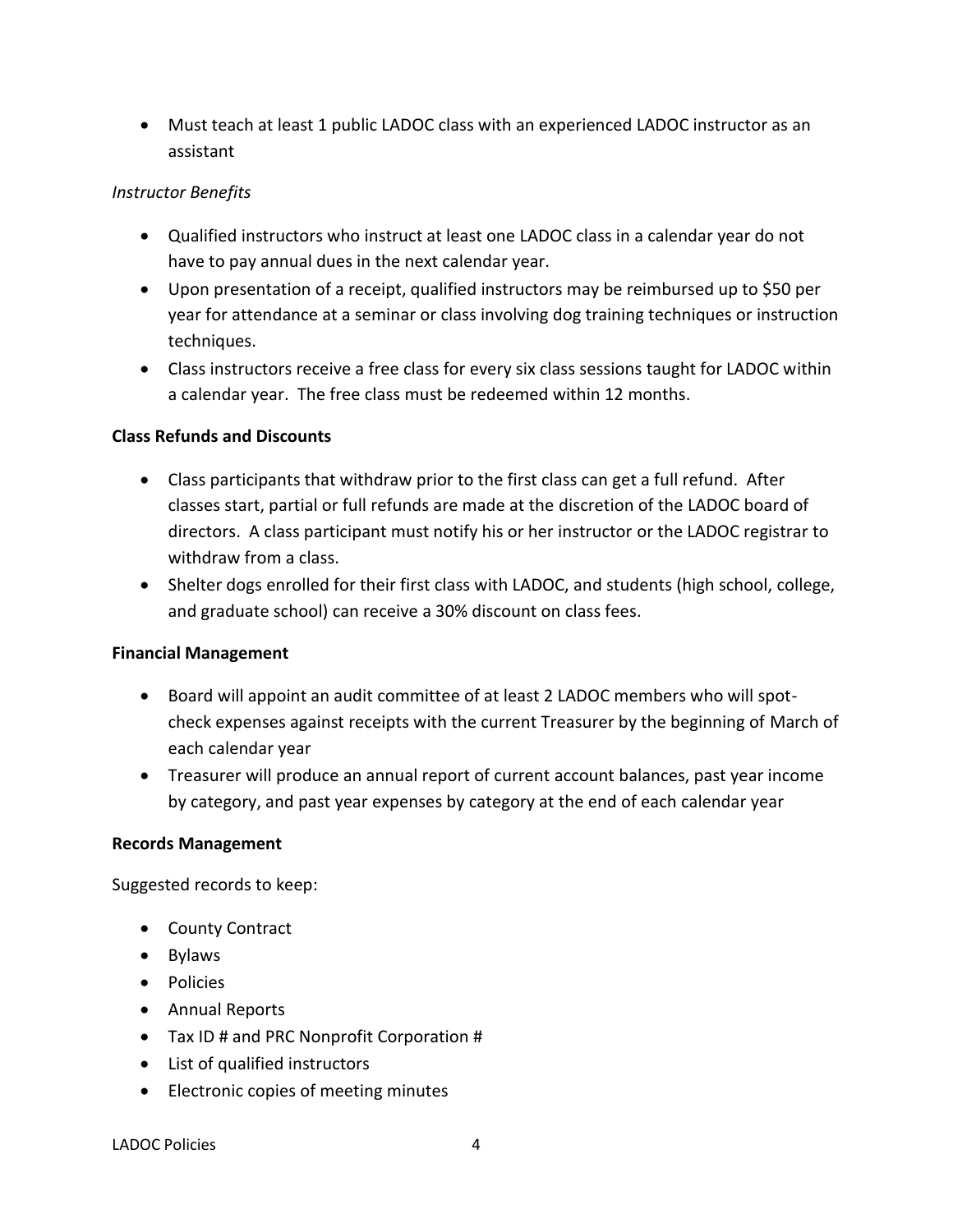- Must teach at least 1 public LADOC class with an experienced LADOC instructor as an assistant

*Instructor Benefits*

- Qualified instructors who instruct at least one LADOC class in a calendar year do not have to pay annual dues in the next calendar year.
- Upon presentation of a receipt, qualified instructors may be reimbursed up to $50 per year for attendance at a seminar or class involving dog training techniques or instruction techniques.
- Class instructors receive a free class for every six class sessions taught for LADOC within a calendar year. The free class must be redeemed within 12 months.

**Class Refunds and Discounts**

- Class participants that withdraw prior to the first class can get a full refund. After classes start, partial or full refunds are made at the discretion of the LADOC board of directors. A class participant must notify his or her instructor or the LADOC registrar to withdraw from a class.
- Shelter dogs enrolled for their first class with LADOC, and students (high school, college, and graduate school) can receive a 30% discount on class fees.

**Financial Management**

- Board will appoint an audit committee of at least 2 LADOC members who will spot-check expenses against receipts with the current Treasurer by the beginning of March of each calendar year
- Treasurer will produce an annual report of current account balances, past year income by category, and past year expenses by category at the end of each calendar year

**Records Management**

Suggested records to keep:

- County Contract
- Bylaws
- Policies
- Annual Reports
- Tax ID # and PRC Nonprofit Corporation #
- List of qualified instructors
- Electronic copies of meeting minutes